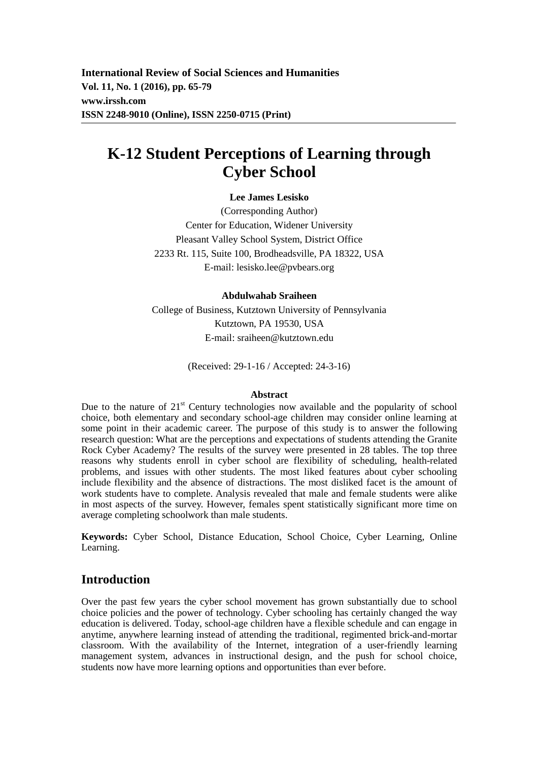International Review of Social Sciences and Humanities
Vol. 11, No. 1 (2016), pp. 65-79
www.irssh.com
ISSN 2248-9010 (Online), ISSN 2250-0715 (Print)

# K-12 Student Perceptions of Learning through Cyber School

**Lee James Lesisko**

(Corresponding Author)
Center for Education, Widener University
Pleasant Valley School System, District Office
2233 Rt. 115, Suite 100, Brodheadsville, PA 18322, USA
E-mail: lesisko.lee@pvbears.org

**Abdulwahab Sraiheen**

College of Business, Kutztown University of Pennsylvania
Kutztown, PA 19530, USA
E-mail: sraiheen@kutztown.edu

(Received: 29-1-16 / Accepted: 24-3-16)

### Abstract

Due to the nature of 21st Century technologies now available and the popularity of school choice, both elementary and secondary school-age children may consider online learning at some point in their academic career. The purpose of this study is to answer the following research question: What are the perceptions and expectations of students attending the Granite Rock Cyber Academy? The results of the survey were presented in 28 tables. The top three reasons why students enroll in cyber school are flexibility of scheduling, health-related problems, and issues with other students. The most liked features about cyber schooling include flexibility and the absence of distractions. The most disliked facet is the amount of work students have to complete. Analysis revealed that male and female students were alike in most aspects of the survey. However, females spent statistically significant more time on average completing schoolwork than male students.

**Keywords:** Cyber School, Distance Education, School Choice, Cyber Learning, Online Learning.

## Introduction

Over the past few years the cyber school movement has grown substantially due to school choice policies and the power of technology. Cyber schooling has certainly changed the way education is delivered. Today, school-age children have a flexible schedule and can engage in anytime, anywhere learning instead of attending the traditional, regimented brick-and-mortar classroom. With the availability of the Internet, integration of a user-friendly learning management system, advances in instructional design, and the push for school choice, students now have more learning options and opportunities than ever before.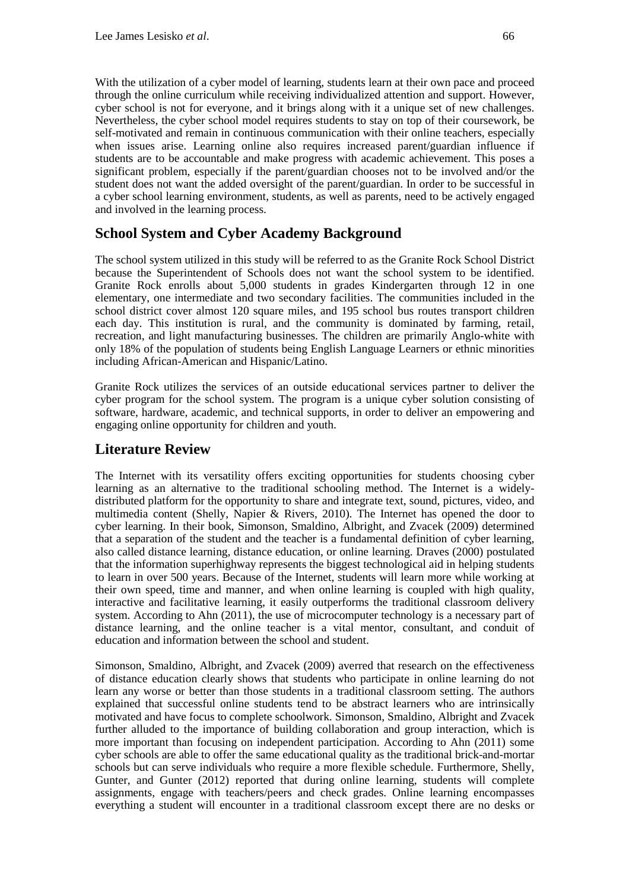With the utilization of a cyber model of learning, students learn at their own pace and proceed through the online curriculum while receiving individualized attention and support. However, cyber school is not for everyone, and it brings along with it a unique set of new challenges. Nevertheless, the cyber school model requires students to stay on top of their coursework, be self-motivated and remain in continuous communication with their online teachers, especially when issues arise. Learning online also requires increased parent/guardian influence if students are to be accountable and make progress with academic achievement. This poses a significant problem, especially if the parent/guardian chooses not to be involved and/or the student does not want the added oversight of the parent/guardian. In order to be successful in a cyber school learning environment, students, as well as parents, need to be actively engaged and involved in the learning process.

## School System and Cyber Academy Background

The school system utilized in this study will be referred to as the Granite Rock School District because the Superintendent of Schools does not want the school system to be identified. Granite Rock enrolls about 5,000 students in grades Kindergarten through 12 in one elementary, one intermediate and two secondary facilities. The communities included in the school district cover almost 120 square miles, and 195 school bus routes transport children each day. This institution is rural, and the community is dominated by farming, retail, recreation, and light manufacturing businesses. The children are primarily Anglo-white with only 18% of the population of students being English Language Learners or ethnic minorities including African-American and Hispanic/Latino.

Granite Rock utilizes the services of an outside educational services partner to deliver the cyber program for the school system. The program is a unique cyber solution consisting of software, hardware, academic, and technical supports, in order to deliver an empowering and engaging online opportunity for children and youth.

## Literature Review

The Internet with its versatility offers exciting opportunities for students choosing cyber learning as an alternative to the traditional schooling method. The Internet is a widely-distributed platform for the opportunity to share and integrate text, sound, pictures, video, and multimedia content (Shelly, Napier & Rivers, 2010). The Internet has opened the door to cyber learning. In their book, Simonson, Smaldino, Albright, and Zvacek (2009) determined that a separation of the student and the teacher is a fundamental definition of cyber learning, also called distance learning, distance education, or online learning. Draves (2000) postulated that the information superhighway represents the biggest technological aid in helping students to learn in over 500 years. Because of the Internet, students will learn more while working at their own speed, time and manner, and when online learning is coupled with high quality, interactive and facilitative learning, it easily outperforms the traditional classroom delivery system. According to Ahn (2011), the use of microcomputer technology is a necessary part of distance learning, and the online teacher is a vital mentor, consultant, and conduit of education and information between the school and student.

Simonson, Smaldino, Albright, and Zvacek (2009) averred that research on the effectiveness of distance education clearly shows that students who participate in online learning do not learn any worse or better than those students in a traditional classroom setting. The authors explained that successful online students tend to be abstract learners who are intrinsically motivated and have focus to complete schoolwork. Simonson, Smaldino, Albright and Zvacek further alluded to the importance of building collaboration and group interaction, which is more important than focusing on independent participation. According to Ahn (2011) some cyber schools are able to offer the same educational quality as the traditional brick-and-mortar schools but can serve individuals who require a more flexible schedule. Furthermore, Shelly, Gunter, and Gunter (2012) reported that during online learning, students will complete assignments, engage with teachers/peers and check grades. Online learning encompasses everything a student will encounter in a traditional classroom except there are no desks or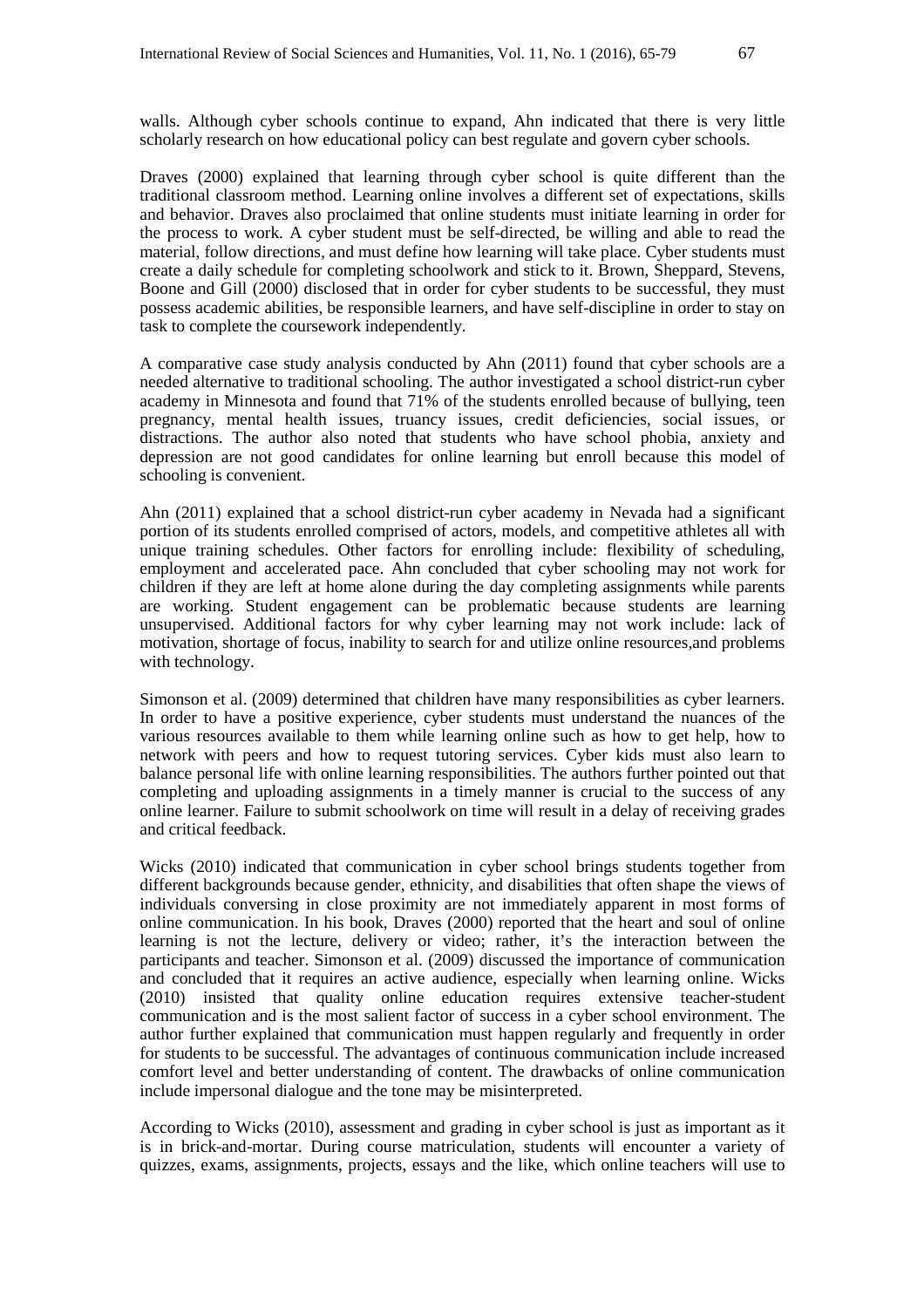walls. Although cyber schools continue to expand, Ahn indicated that there is very little scholarly research on how educational policy can best regulate and govern cyber schools.

Draves (2000) explained that learning through cyber school is quite different than the traditional classroom method. Learning online involves a different set of expectations, skills and behavior. Draves also proclaimed that online students must initiate learning in order for the process to work. A cyber student must be self-directed, be willing and able to read the material, follow directions, and must define how learning will take place. Cyber students must create a daily schedule for completing schoolwork and stick to it. Brown, Sheppard, Stevens, Boone and Gill (2000) disclosed that in order for cyber students to be successful, they must possess academic abilities, be responsible learners, and have self-discipline in order to stay on task to complete the coursework independently.

A comparative case study analysis conducted by Ahn (2011) found that cyber schools are a needed alternative to traditional schooling. The author investigated a school district-run cyber academy in Minnesota and found that 71% of the students enrolled because of bullying, teen pregnancy, mental health issues, truancy issues, credit deficiencies, social issues, or distractions. The author also noted that students who have school phobia, anxiety and depression are not good candidates for online learning but enroll because this model of schooling is convenient.

Ahn (2011) explained that a school district-run cyber academy in Nevada had a significant portion of its students enrolled comprised of actors, models, and competitive athletes all with unique training schedules. Other factors for enrolling include: flexibility of scheduling, employment and accelerated pace. Ahn concluded that cyber schooling may not work for children if they are left at home alone during the day completing assignments while parents are working. Student engagement can be problematic because students are learning unsupervised. Additional factors for why cyber learning may not work include: lack of motivation, shortage of focus, inability to search for and utilize online resources,and problems with technology.

Simonson et al. (2009) determined that children have many responsibilities as cyber learners. In order to have a positive experience, cyber students must understand the nuances of the various resources available to them while learning online such as how to get help, how to network with peers and how to request tutoring services. Cyber kids must also learn to balance personal life with online learning responsibilities. The authors further pointed out that completing and uploading assignments in a timely manner is crucial to the success of any online learner. Failure to submit schoolwork on time will result in a delay of receiving grades and critical feedback.

Wicks (2010) indicated that communication in cyber school brings students together from different backgrounds because gender, ethnicity, and disabilities that often shape the views of individuals conversing in close proximity are not immediately apparent in most forms of online communication. In his book, Draves (2000) reported that the heart and soul of online learning is not the lecture, delivery or video; rather, it's the interaction between the participants and teacher. Simonson et al. (2009) discussed the importance of communication and concluded that it requires an active audience, especially when learning online. Wicks (2010) insisted that quality online education requires extensive teacher-student communication and is the most salient factor of success in a cyber school environment. The author further explained that communication must happen regularly and frequently in order for students to be successful. The advantages of continuous communication include increased comfort level and better understanding of content. The drawbacks of online communication include impersonal dialogue and the tone may be misinterpreted.

According to Wicks (2010), assessment and grading in cyber school is just as important as it is in brick-and-mortar. During course matriculation, students will encounter a variety of quizzes, exams, assignments, projects, essays and the like, which online teachers will use to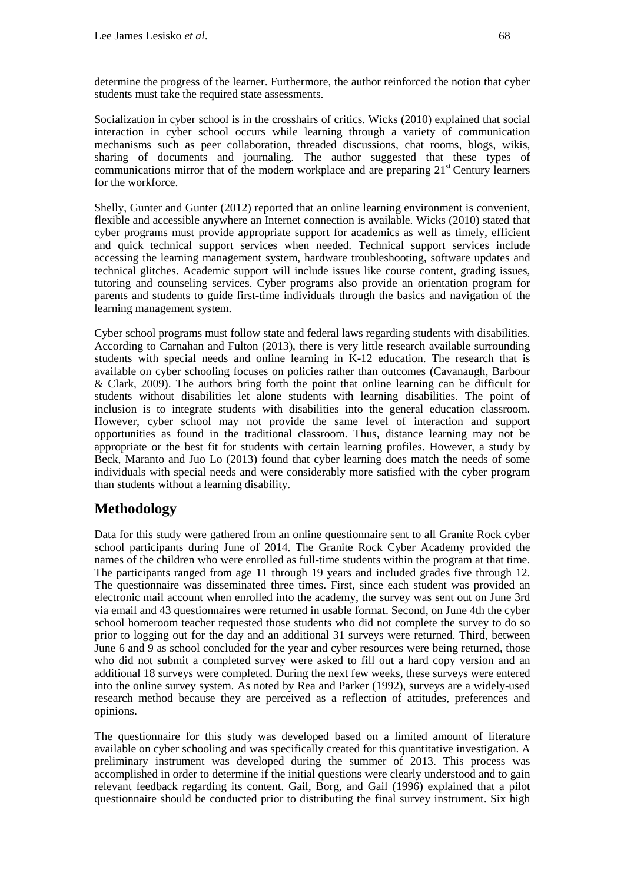determine the progress of the learner. Furthermore, the author reinforced the notion that cyber students must take the required state assessments.

Socialization in cyber school is in the crosshairs of critics. Wicks (2010) explained that social interaction in cyber school occurs while learning through a variety of communication mechanisms such as peer collaboration, threaded discussions, chat rooms, blogs, wikis, sharing of documents and journaling. The author suggested that these types of communications mirror that of the modern workplace and are preparing 21st Century learners for the workforce.

Shelly, Gunter and Gunter (2012) reported that an online learning environment is convenient, flexible and accessible anywhere an Internet connection is available. Wicks (2010) stated that cyber programs must provide appropriate support for academics as well as timely, efficient and quick technical support services when needed. Technical support services include accessing the learning management system, hardware troubleshooting, software updates and technical glitches. Academic support will include issues like course content, grading issues, tutoring and counseling services. Cyber programs also provide an orientation program for parents and students to guide first-time individuals through the basics and navigation of the learning management system.

Cyber school programs must follow state and federal laws regarding students with disabilities. According to Carnahan and Fulton (2013), there is very little research available surrounding students with special needs and online learning in K-12 education. The research that is available on cyber schooling focuses on policies rather than outcomes (Cavanaugh, Barbour & Clark, 2009). The authors bring forth the point that online learning can be difficult for students without disabilities let alone students with learning disabilities. The point of inclusion is to integrate students with disabilities into the general education classroom. However, cyber school may not provide the same level of interaction and support opportunities as found in the traditional classroom. Thus, distance learning may not be appropriate or the best fit for students with certain learning profiles. However, a study by Beck, Maranto and Juo Lo (2013) found that cyber learning does match the needs of some individuals with special needs and were considerably more satisfied with the cyber program than students without a learning disability.

## Methodology

Data for this study were gathered from an online questionnaire sent to all Granite Rock cyber school participants during June of 2014. The Granite Rock Cyber Academy provided the names of the children who were enrolled as full-time students within the program at that time. The participants ranged from age 11 through 19 years and included grades five through 12. The questionnaire was disseminated three times. First, since each student was provided an electronic mail account when enrolled into the academy, the survey was sent out on June 3rd via email and 43 questionnaires were returned in usable format. Second, on June 4th the cyber school homeroom teacher requested those students who did not complete the survey to do so prior to logging out for the day and an additional 31 surveys were returned. Third, between June 6 and 9 as school concluded for the year and cyber resources were being returned, those who did not submit a completed survey were asked to fill out a hard copy version and an additional 18 surveys were completed. During the next few weeks, these surveys were entered into the online survey system. As noted by Rea and Parker (1992), surveys are a widely-used research method because they are perceived as a reflection of attitudes, preferences and opinions.

The questionnaire for this study was developed based on a limited amount of literature available on cyber schooling and was specifically created for this quantitative investigation. A preliminary instrument was developed during the summer of 2013. This process was accomplished in order to determine if the initial questions were clearly understood and to gain relevant feedback regarding its content. Gail, Borg, and Gail (1996) explained that a pilot questionnaire should be conducted prior to distributing the final survey instrument. Six high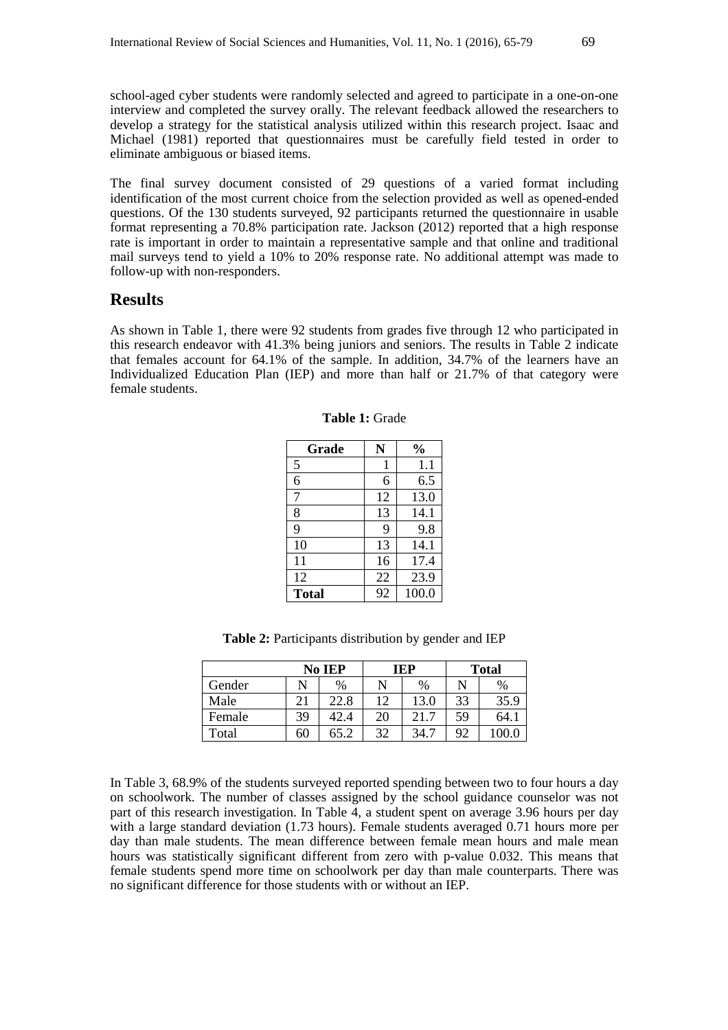school-aged cyber students were randomly selected and agreed to participate in a one-on-one interview and completed the survey orally. The relevant feedback allowed the researchers to develop a strategy for the statistical analysis utilized within this research project. Isaac and Michael (1981) reported that questionnaires must be carefully field tested in order to eliminate ambiguous or biased items.

The final survey document consisted of 29 questions of a varied format including identification of the most current choice from the selection provided as well as opened-ended questions. Of the 130 students surveyed, 92 participants returned the questionnaire in usable format representing a 70.8% participation rate. Jackson (2012) reported that a high response rate is important in order to maintain a representative sample and that online and traditional mail surveys tend to yield a 10% to 20% response rate. No additional attempt was made to follow-up with non-responders.

## Results

As shown in Table 1, there were 92 students from grades five through 12 who participated in this research endeavor with 41.3% being juniors and seniors. The results in Table 2 indicate that females account for 64.1% of the sample. In addition, 34.7% of the learners have an Individualized Education Plan (IEP) and more than half or 21.7% of that category were female students.

**Table 1:** Grade

| Grade | N | % |
|---|---|---|
| 5 | 1 | 1.1 |
| 6 | 6 | 6.5 |
| 7 | 12 | 13.0 |
| 8 | 13 | 14.1 |
| 9 | 9 | 9.8 |
| 10 | 13 | 14.1 |
| 11 | 16 | 17.4 |
| 12 | 22 | 23.9 |
| **Total** | 92 | 100.0 |

**Table 2:** Participants distribution by gender and IEP

| | No IEP | | IEP | | Total | |
|---|---|---|---|---|---|---|
| Gender | N | % | N | % | N | % |
| Male | 21 | 22.8 | 12 | 13.0 | 33 | 35.9 |
| Female | 39 | 42.4 | 20 | 21.7 | 59 | 64.1 |
| Total | 60 | 65.2 | 32 | 34.7 | 92 | 100.0 |

In Table 3, 68.9% of the students surveyed reported spending between two to four hours a day on schoolwork. The number of classes assigned by the school guidance counselor was not part of this research investigation. In Table 4, a student spent on average 3.96 hours per day with a large standard deviation (1.73 hours). Female students averaged 0.71 hours more per day than male students. The mean difference between female mean hours and male mean hours was statistically significant different from zero with p-value 0.032. This means that female students spend more time on schoolwork per day than male counterparts. There was no significant difference for those students with or without an IEP.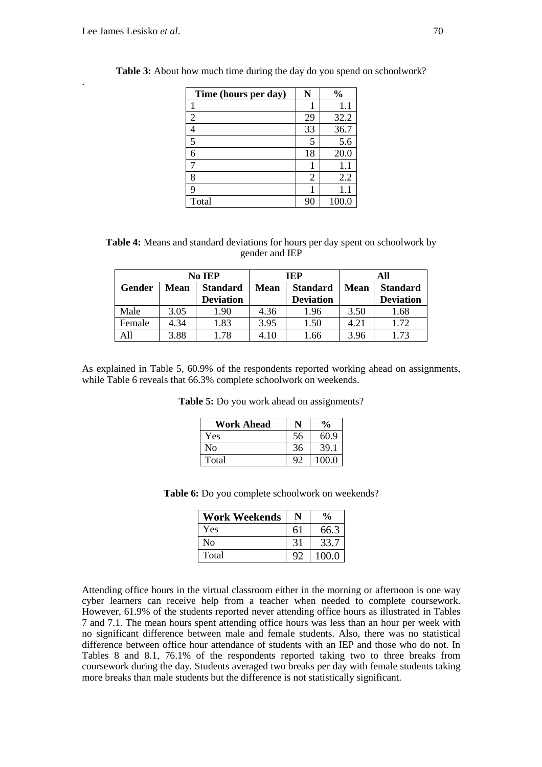**Table 3:** About how much time during the day do you spend on schoolwork?

| Time (hours per day) | N | % |
|---|---|---|
| 1 | 1 | 1.1 |
| 2 | 29 | 32.2 |
| 4 | 33 | 36.7 |
| 5 | 5 | 5.6 |
| 6 | 18 | 20.0 |
| 7 | 1 | 1.1 |
| 8 | 2 | 2.2 |
| 9 | 1 | 1.1 |
| Total | 90 | 100.0 |

**Table 4:** Means and standard deviations for hours per day spent on schoolwork by gender and IEP

| | No IEP | | IEP | | All | |
|---|---|---|---|---|---|---|
| Gender | Mean | Standard Deviation | Mean | Standard Deviation | Mean | Standard Deviation |
| Male | 3.05 | 1.90 | 4.36 | 1.96 | 3.50 | 1.68 |
| Female | 4.34 | 1.83 | 3.95 | 1.50 | 4.21 | 1.72 |
| All | 3.88 | 1.78 | 4.10 | 1.66 | 3.96 | 1.73 |

As explained in Table 5, 60.9% of the respondents reported working ahead on assignments, while Table 6 reveals that 66.3% complete schoolwork on weekends.

**Table 5:** Do you work ahead on assignments?

| Work Ahead | N | % |
|---|---|---|
| Yes | 56 | 60.9 |
| No | 36 | 39.1 |
| Total | 92 | 100.0 |

**Table 6:** Do you complete schoolwork on weekends?

| Work Weekends | N | % |
|---|---|---|
| Yes | 61 | 66.3 |
| No | 31 | 33.7 |
| Total | 92 | 100.0 |

Attending office hours in the virtual classroom either in the morning or afternoon is one way cyber learners can receive help from a teacher when needed to complete coursework. However, 61.9% of the students reported never attending office hours as illustrated in Tables 7 and 7.1. The mean hours spent attending office hours was less than an hour per week with no significant difference between male and female students. Also, there was no statistical difference between office hour attendance of students with an IEP and those who do not. In Tables 8 and 8.1, 76.1% of the respondents reported taking two to three breaks from coursework during the day. Students averaged two breaks per day with female students taking more breaks than male students but the difference is not statistically significant.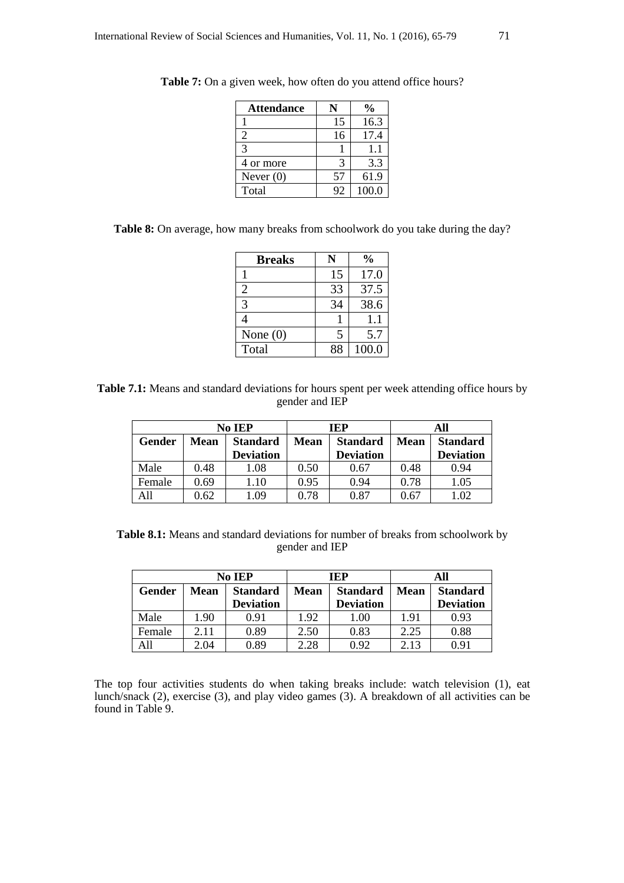**Table 7:** On a given week, how often do you attend office hours?

| Attendance | N | % |
|---|---|---|
| 1 | 15 | 16.3 |
| 2 | 16 | 17.4 |
| 3 | 1 | 1.1 |
| 4 or more | 3 | 3.3 |
| Never (0) | 57 | 61.9 |
| Total | 92 | 100.0 |

**Table 8:** On average, how many breaks from schoolwork do you take during the day?

| Breaks | N | % |
|---|---|---|
| 1 | 15 | 17.0 |
| 2 | 33 | 37.5 |
| 3 | 34 | 38.6 |
| 4 | 1 | 1.1 |
| None (0) | 5 | 5.7 |
| Total | 88 | 100.0 |

**Table 7.1:** Means and standard deviations for hours spent per week attending office hours by gender and IEP

| | No IEP | | IEP | | All | |
|---|---|---|---|---|---|---|
| **Gender** | **Mean** | **Standard Deviation** | **Mean** | **Standard Deviation** | **Mean** | **Standard Deviation** |
| Male | 0.48 | 1.08 | 0.50 | 0.67 | 0.48 | 0.94 |
| Female | 0.69 | 1.10 | 0.95 | 0.94 | 0.78 | 1.05 |
| All | 0.62 | 1.09 | 0.78 | 0.87 | 0.67 | 1.02 |

**Table 8.1:** Means and standard deviations for number of breaks from schoolwork by gender and IEP

| | No IEP | | IEP | | All | |
|---|---|---|---|---|---|---|
| **Gender** | **Mean** | **Standard Deviation** | **Mean** | **Standard Deviation** | **Mean** | **Standard Deviation** |
| Male | 1.90 | 0.91 | 1.92 | 1.00 | 1.91 | 0.93 |
| Female | 2.11 | 0.89 | 2.50 | 0.83 | 2.25 | 0.88 |
| All | 2.04 | 0.89 | 2.28 | 0.92 | 2.13 | 0.91 |

The top four activities students do when taking breaks include: watch television (1), eat lunch/snack (2), exercise (3), and play video games (3). A breakdown of all activities can be found in Table 9.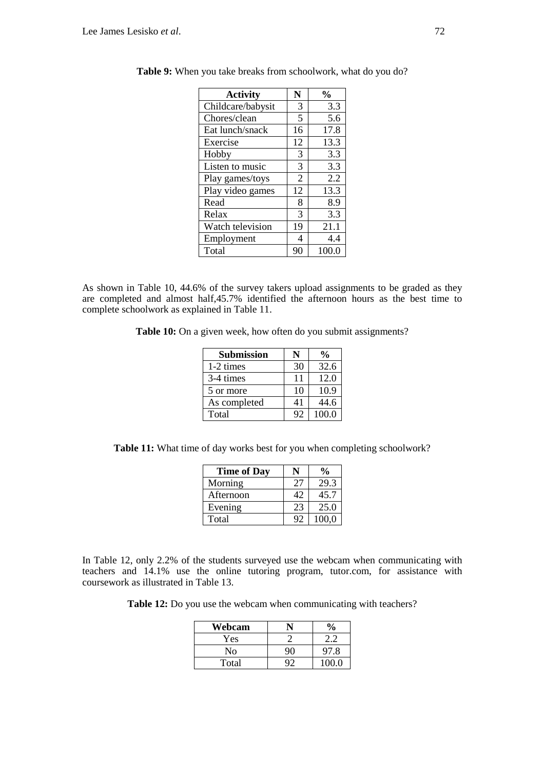**Table 9:** When you take breaks from schoolwork, what do you do?

| Activity | N | % |
|---|---|---|
| Childcare/babysit | 3 | 3.3 |
| Chores/clean | 5 | 5.6 |
| Eat lunch/snack | 16 | 17.8 |
| Exercise | 12 | 13.3 |
| Hobby | 3 | 3.3 |
| Listen to music | 3 | 3.3 |
| Play games/toys | 2 | 2.2 |
| Play video games | 12 | 13.3 |
| Read | 8 | 8.9 |
| Relax | 3 | 3.3 |
| Watch television | 19 | 21.1 |
| Employment | 4 | 4.4 |
| Total | 90 | 100.0 |

As shown in Table 10, 44.6% of the survey takers upload assignments to be graded as they are completed and almost half,45.7% identified the afternoon hours as the best time to complete schoolwork as explained in Table 11.

**Table 10:** On a given week, how often do you submit assignments?

| Submission | N | % |
|---|---|---|
| 1-2 times | 30 | 32.6 |
| 3-4 times | 11 | 12.0 |
| 5 or more | 10 | 10.9 |
| As completed | 41 | 44.6 |
| Total | 92 | 100.0 |

**Table 11:** What time of day works best for you when completing schoolwork?

| Time of Day | N | % |
|---|---|---|
| Morning | 27 | 29.3 |
| Afternoon | 42 | 45.7 |
| Evening | 23 | 25.0 |
| Total | 92 | 100,0 |

In Table 12, only 2.2% of the students surveyed use the webcam when communicating with teachers and 14.1% use the online tutoring program, tutor.com, for assistance with coursework as illustrated in Table 13.

**Table 12:** Do you use the webcam when communicating with teachers?

| Webcam | N | % |
|---|---|---|
| Yes | 2 | 2.2 |
| No | 90 | 97.8 |
| Total | 92 | 100.0 |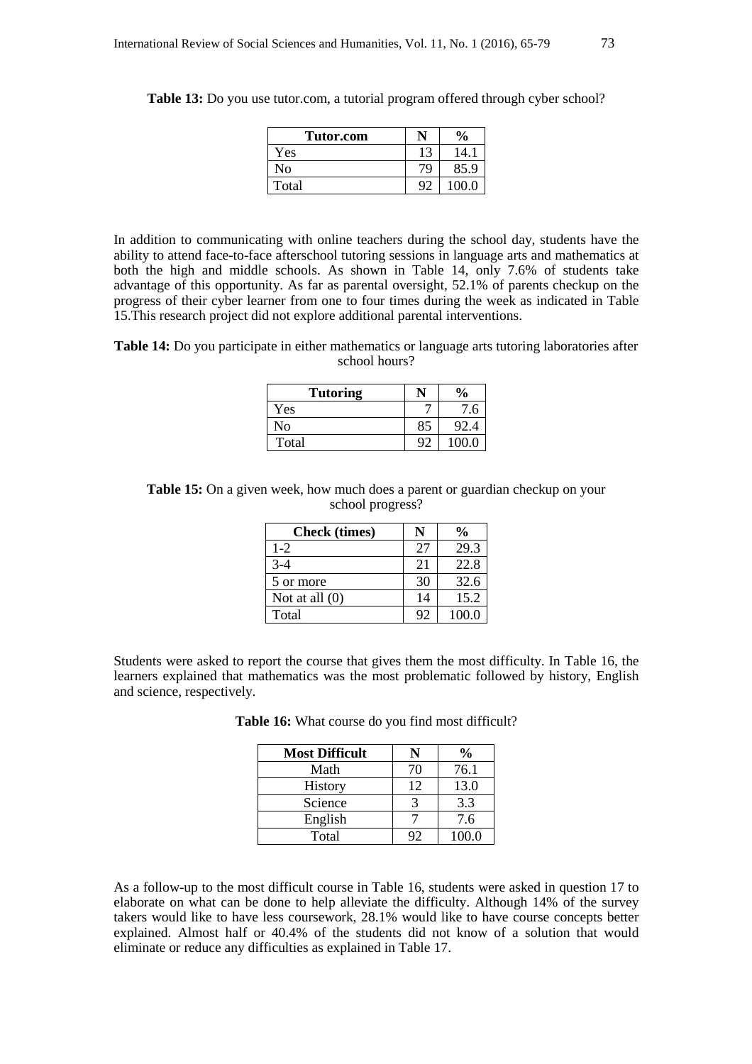**Table 13:** Do you use tutor.com, a tutorial program offered through cyber school?

| Tutor.com | N | % |
|---|---|---|
| Yes | 13 | 14.1 |
| No | 79 | 85.9 |
| Total | 92 | 100.0 |

In addition to communicating with online teachers during the school day, students have the ability to attend face-to-face afterschool tutoring sessions in language arts and mathematics at both the high and middle schools. As shown in Table 14, only 7.6% of students take advantage of this opportunity. As far as parental oversight, 52.1% of parents checkup on the progress of their cyber learner from one to four times during the week as indicated in Table 15.This research project did not explore additional parental interventions.

**Table 14:** Do you participate in either mathematics or language arts tutoring laboratories after school hours?

| Tutoring | N | % |
|---|---|---|
| Yes | 7 | 7.6 |
| No | 85 | 92.4 |
| Total | 92 | 100.0 |

**Table 15:** On a given week, how much does a parent or guardian checkup on your school progress?

| Check (times) | N | % |
|---|---|---|
| 1-2 | 27 | 29.3 |
| 3-4 | 21 | 22.8 |
| 5 or more | 30 | 32.6 |
| Not at all (0) | 14 | 15.2 |
| Total | 92 | 100.0 |

Students were asked to report the course that gives them the most difficulty. In Table 16, the learners explained that mathematics was the most problematic followed by history, English and science, respectively.

**Table 16:** What course do you find most difficult?

| Most Difficult | N | % |
|---|---|---|
| Math | 70 | 76.1 |
| History | 12 | 13.0 |
| Science | 3 | 3.3 |
| English | 7 | 7.6 |
| Total | 92 | 100.0 |

As a follow-up to the most difficult course in Table 16, students were asked in question 17 to elaborate on what can be done to help alleviate the difficulty. Although 14% of the survey takers would like to have less coursework, 28.1% would like to have course concepts better explained. Almost half or 40.4% of the students did not know of a solution that would eliminate or reduce any difficulties as explained in Table 17.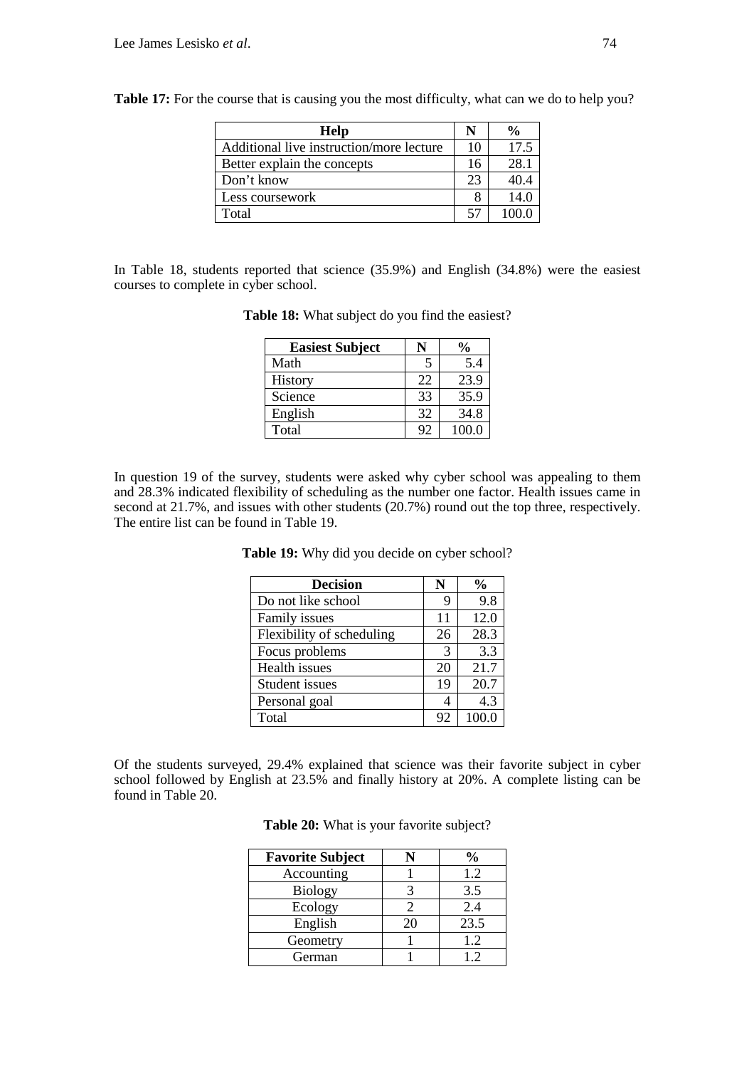**Table 17:** For the course that is causing you the most difficulty, what can we do to help you?

| Help | N | % |
|---|---|---|
| Additional live instruction/more lecture | 10 | 17.5 |
| Better explain the concepts | 16 | 28.1 |
| Don't know | 23 | 40.4 |
| Less coursework | 8 | 14.0 |
| Total | 57 | 100.0 |

In Table 18, students reported that science (35.9%) and English (34.8%) were the easiest courses to complete in cyber school.

**Table 18:** What subject do you find the easiest?

| Easiest Subject | N | % |
|---|---|---|
| Math | 5 | 5.4 |
| History | 22 | 23.9 |
| Science | 33 | 35.9 |
| English | 32 | 34.8 |
| Total | 92 | 100.0 |

In question 19 of the survey, students were asked why cyber school was appealing to them and 28.3% indicated flexibility of scheduling as the number one factor. Health issues came in second at 21.7%, and issues with other students (20.7%) round out the top three, respectively. The entire list can be found in Table 19.

**Table 19:** Why did you decide on cyber school?

| Decision | N | % |
|---|---|---|
| Do not like school | 9 | 9.8 |
| Family issues | 11 | 12.0 |
| Flexibility of scheduling | 26 | 28.3 |
| Focus problems | 3 | 3.3 |
| Health issues | 20 | 21.7 |
| Student issues | 19 | 20.7 |
| Personal goal | 4 | 4.3 |
| Total | 92 | 100.0 |

Of the students surveyed, 29.4% explained that science was their favorite subject in cyber school followed by English at 23.5% and finally history at 20%. A complete listing can be found in Table 20.

**Table 20:** What is your favorite subject?

| Favorite Subject | N | % |
|---|---|---|
| Accounting | 1 | 1.2 |
| Biology | 3 | 3.5 |
| Ecology | 2 | 2.4 |
| English | 20 | 23.5 |
| Geometry | 1 | 1.2 |
| German | 1 | 1.2 |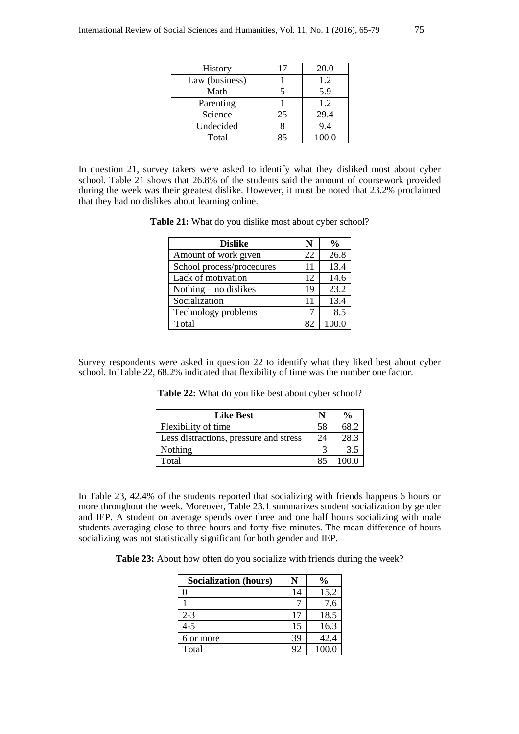| History | 17 | 20.0 |
|---|---|---|
| Law (business) | 1 | 1.2 |
| Math | 5 | 5.9 |
| Parenting | 1 | 1.2 |
| Science | 25 | 29.4 |
| Undecided | 8 | 9.4 |
| Total | 85 | 100.0 |

In question 21, survey takers were asked to identify what they disliked most about cyber school. Table 21 shows that 26.8% of the students said the amount of coursework provided during the week was their greatest dislike. However, it must be noted that 23.2% proclaimed that they had no dislikes about learning online.

**Table 21:** What do you dislike most about cyber school?

| **Dislike** | **N** | **%** |
|---|---|---|
| Amount of work given | 22 | 26.8 |
| School process/procedures | 11 | 13.4 |
| Lack of motivation | 12 | 14.6 |
| Nothing – no dislikes | 19 | 23.2 |
| Socialization | 11 | 13.4 |
| Technology problems | 7 | 8.5 |
| Total | 82 | 100.0 |

Survey respondents were asked in question 22 to identify what they liked best about cyber school. In Table 22, 68.2% indicated that flexibility of time was the number one factor.

**Table 22:** What do you like best about cyber school?

| **Like Best** | **N** | **%** |
|---|---|---|
| Flexibility of time | 58 | 68.2 |
| Less distractions, pressure and stress | 24 | 28.3 |
| Nothing | 3 | 3.5 |
| Total | 85 | 100.0 |

In Table 23, 42.4% of the students reported that socializing with friends happens 6 hours or more throughout the week. Moreover, Table 23.1 summarizes student socialization by gender and IEP. A student on average spends over three and one half hours socializing with male students averaging close to three hours and forty-five minutes. The mean difference of hours socializing was not statistically significant for both gender and IEP.

**Table 23:** About how often do you socialize with friends during the week?

| **Socialization (hours)** | **N** | **%** |
|---|---|---|
| 0 | 14 | 15.2 |
| 1 | 7 | 7.6 |
| 2-3 | 17 | 18.5 |
| 4-5 | 15 | 16.3 |
| 6 or more | 39 | 42.4 |
| Total | 92 | 100.0 |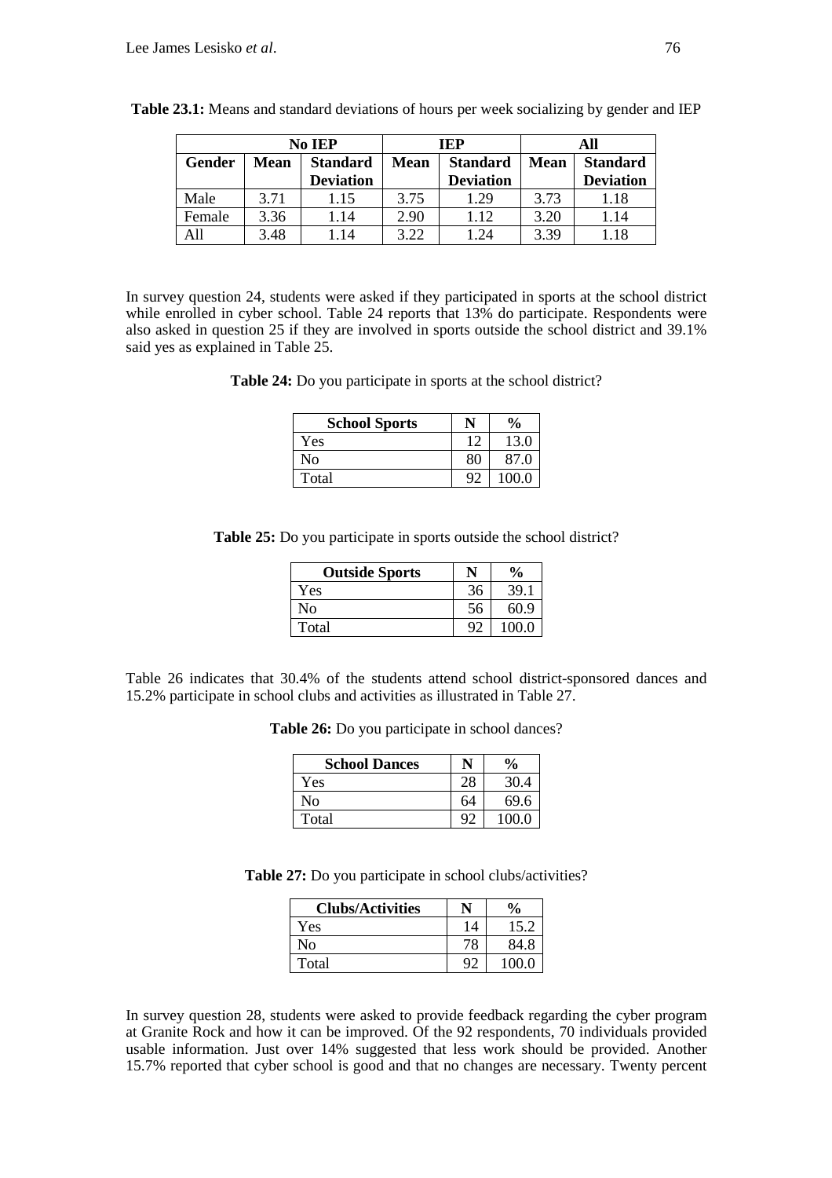**Table 23.1:** Means and standard deviations of hours per week socializing by gender and IEP

| | No IEP | | IEP | | All | |
|---|---|---|---|---|---|---|
| **Gender** | **Mean** | **Standard Deviation** | **Mean** | **Standard Deviation** | **Mean** | **Standard Deviation** |
| Male | 3.71 | 1.15 | 3.75 | 1.29 | 3.73 | 1.18 |
| Female | 3.36 | 1.14 | 2.90 | 1.12 | 3.20 | 1.14 |
| All | 3.48 | 1.14 | 3.22 | 1.24 | 3.39 | 1.18 |

In survey question 24, students were asked if they participated in sports at the school district while enrolled in cyber school. Table 24 reports that 13% do participate. Respondents were also asked in question 25 if they are involved in sports outside the school district and 39.1% said yes as explained in Table 25.

**Table 24:** Do you participate in sports at the school district?

| School Sports | N | % |
|---|---|---|
| Yes | 12 | 13.0 |
| No | 80 | 87.0 |
| Total | 92 | 100.0 |

**Table 25:** Do you participate in sports outside the school district?

| Outside Sports | N | % |
|---|---|---|
| Yes | 36 | 39.1 |
| No | 56 | 60.9 |
| Total | 92 | 100.0 |

Table 26 indicates that 30.4% of the students attend school district-sponsored dances and 15.2% participate in school clubs and activities as illustrated in Table 27.

**Table 26:** Do you participate in school dances?

| School Dances | N | % |
|---|---|---|
| Yes | 28 | 30.4 |
| No | 64 | 69.6 |
| Total | 92 | 100.0 |

**Table 27:** Do you participate in school clubs/activities?

| Clubs/Activities | N | % |
|---|---|---|
| Yes | 14 | 15.2 |
| No | 78 | 84.8 |
| Total | 92 | 100.0 |

In survey question 28, students were asked to provide feedback regarding the cyber program at Granite Rock and how it can be improved. Of the 92 respondents, 70 individuals provided usable information. Just over 14% suggested that less work should be provided. Another 15.7% reported that cyber school is good and that no changes are necessary. Twenty percent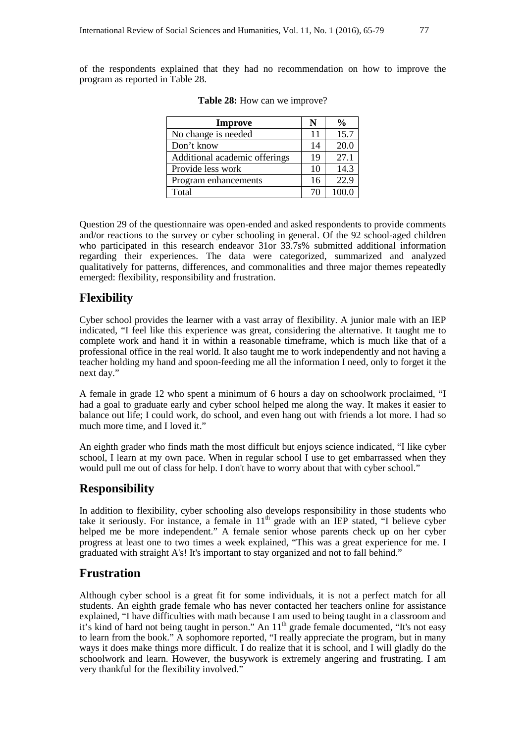of the respondents explained that they had no recommendation on how to improve the program as reported in Table 28.

**Table 28:** How can we improve?

| Improve | N | % |
|---|---|---|
| No change is needed | 11 | 15.7 |
| Don't know | 14 | 20.0 |
| Additional academic offerings | 19 | 27.1 |
| Provide less work | 10 | 14.3 |
| Program enhancements | 16 | 22.9 |
| Total | 70 | 100.0 |

Question 29 of the questionnaire was open-ended and asked respondents to provide comments and/or reactions to the survey or cyber schooling in general. Of the 92 school-aged children who participated in this research endeavor 31or 33.7s% submitted additional information regarding their experiences. The data were categorized, summarized and analyzed qualitatively for patterns, differences, and commonalities and three major themes repeatedly emerged: flexibility, responsibility and frustration.

## Flexibility

Cyber school provides the learner with a vast array of flexibility. A junior male with an IEP indicated, "I feel like this experience was great, considering the alternative. It taught me to complete work and hand it in within a reasonable timeframe, which is much like that of a professional office in the real world. It also taught me to work independently and not having a teacher holding my hand and spoon-feeding me all the information I need, only to forget it the next day."

A female in grade 12 who spent a minimum of 6 hours a day on schoolwork proclaimed, "I had a goal to graduate early and cyber school helped me along the way. It makes it easier to balance out life; I could work, do school, and even hang out with friends a lot more. I had so much more time, and I loved it."

An eighth grader who finds math the most difficult but enjoys science indicated, "I like cyber school, I learn at my own pace. When in regular school I use to get embarrassed when they would pull me out of class for help. I don't have to worry about that with cyber school."

## Responsibility

In addition to flexibility, cyber schooling also develops responsibility in those students who take it seriously. For instance, a female in 11th grade with an IEP stated, "I believe cyber helped me be more independent." A female senior whose parents check up on her cyber progress at least one to two times a week explained, "This was a great experience for me. I graduated with straight A's! It's important to stay organized and not to fall behind."

## Frustration

Although cyber school is a great fit for some individuals, it is not a perfect match for all students. An eighth grade female who has never contacted her teachers online for assistance explained, "I have difficulties with math because I am used to being taught in a classroom and it's kind of hard not being taught in person." An 11th grade female documented, "It's not easy to learn from the book." A sophomore reported, "I really appreciate the program, but in many ways it does make things more difficult. I do realize that it is school, and I will gladly do the schoolwork and learn. However, the busywork is extremely angering and frustrating. I am very thankful for the flexibility involved."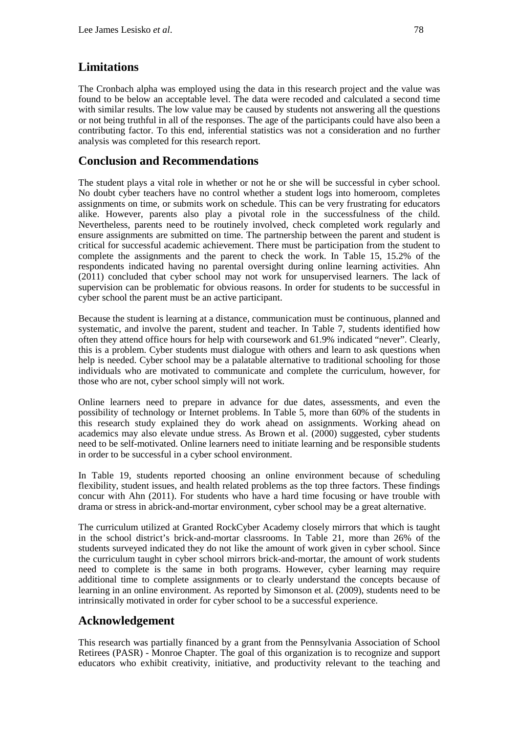## Limitations

The Cronbach alpha was employed using the data in this research project and the value was found to be below an acceptable level. The data were recoded and calculated a second time with similar results. The low value may be caused by students not answering all the questions or not being truthful in all of the responses. The age of the participants could have also been a contributing factor. To this end, inferential statistics was not a consideration and no further analysis was completed for this research report.

## Conclusion and Recommendations

The student plays a vital role in whether or not he or she will be successful in cyber school. No doubt cyber teachers have no control whether a student logs into homeroom, completes assignments on time, or submits work on schedule. This can be very frustrating for educators alike. However, parents also play a pivotal role in the successfulness of the child. Nevertheless, parents need to be routinely involved, check completed work regularly and ensure assignments are submitted on time. The partnership between the parent and student is critical for successful academic achievement. There must be participation from the student to complete the assignments and the parent to check the work. In Table 15, 15.2% of the respondents indicated having no parental oversight during online learning activities. Ahn (2011) concluded that cyber school may not work for unsupervised learners. The lack of supervision can be problematic for obvious reasons. In order for students to be successful in cyber school the parent must be an active participant.

Because the student is learning at a distance, communication must be continuous, planned and systematic, and involve the parent, student and teacher. In Table 7, students identified how often they attend office hours for help with coursework and 61.9% indicated "never". Clearly, this is a problem. Cyber students must dialogue with others and learn to ask questions when help is needed. Cyber school may be a palatable alternative to traditional schooling for those individuals who are motivated to communicate and complete the curriculum, however, for those who are not, cyber school simply will not work.

Online learners need to prepare in advance for due dates, assessments, and even the possibility of technology or Internet problems. In Table 5, more than 60% of the students in this research study explained they do work ahead on assignments. Working ahead on academics may also elevate undue stress. As Brown et al. (2000) suggested, cyber students need to be self-motivated. Online learners need to initiate learning and be responsible students in order to be successful in a cyber school environment.

In Table 19, students reported choosing an online environment because of scheduling flexibility, student issues, and health related problems as the top three factors. These findings concur with Ahn (2011). For students who have a hard time focusing or have trouble with drama or stress in abrick-and-mortar environment, cyber school may be a great alternative.

The curriculum utilized at Granted RockCyber Academy closely mirrors that which is taught in the school district's brick-and-mortar classrooms. In Table 21, more than 26% of the students surveyed indicated they do not like the amount of work given in cyber school. Since the curriculum taught in cyber school mirrors brick-and-mortar, the amount of work students need to complete is the same in both programs. However, cyber learning may require additional time to complete assignments or to clearly understand the concepts because of learning in an online environment. As reported by Simonson et al. (2009), students need to be intrinsically motivated in order for cyber school to be a successful experience.

## Acknowledgement

This research was partially financed by a grant from the Pennsylvania Association of School Retirees (PASR) - Monroe Chapter. The goal of this organization is to recognize and support educators who exhibit creativity, initiative, and productivity relevant to the teaching and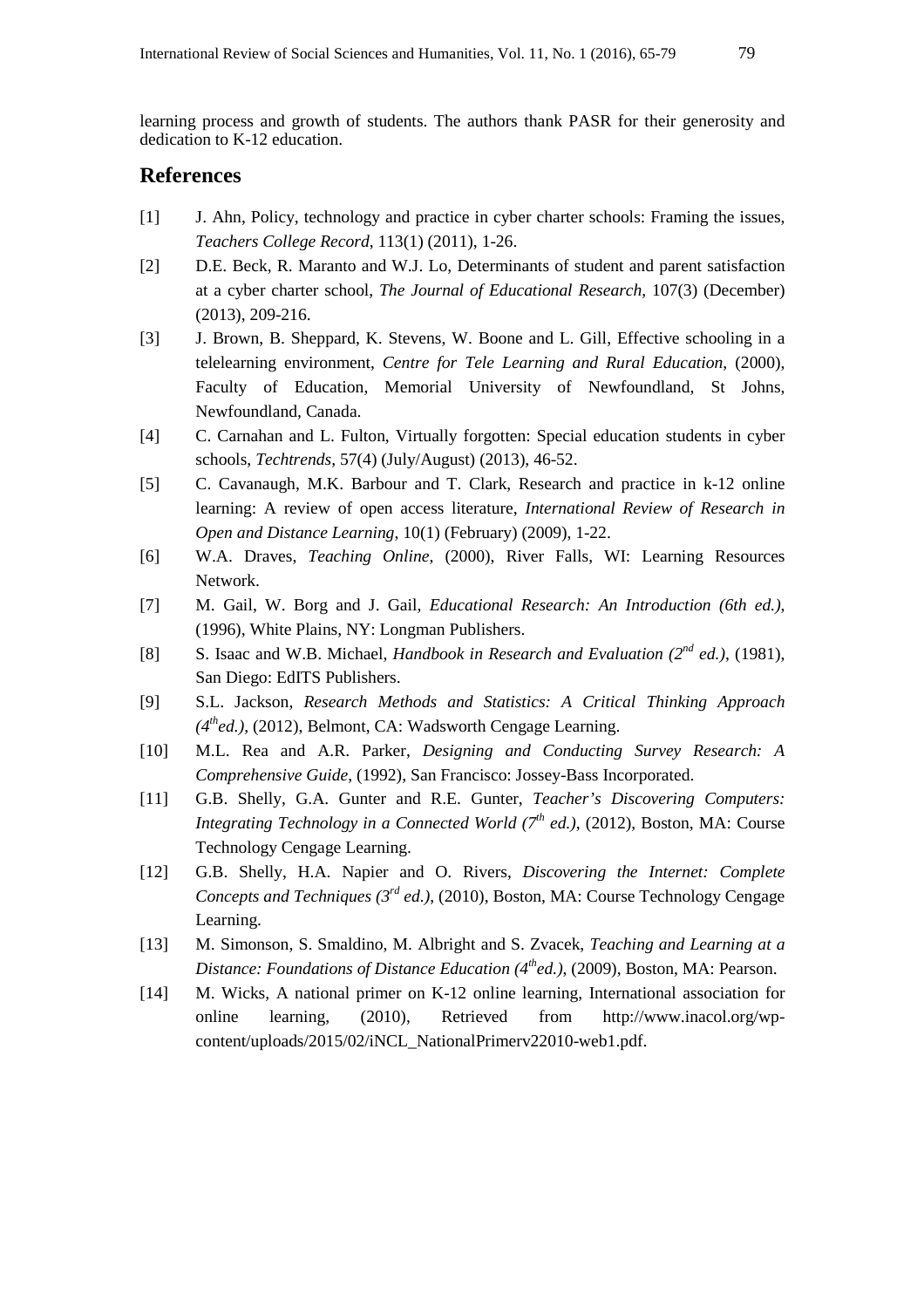learning process and growth of students. The authors thank PASR for their generosity and dedication to K-12 education.

## References

[1] J. Ahn, Policy, technology and practice in cyber charter schools: Framing the issues, *Teachers College Record*, 113(1) (2011), 1-26.

[2] D.E. Beck, R. Maranto and W.J. Lo, Determinants of student and parent satisfaction at a cyber charter school, *The Journal of Educational Research*, 107(3) (December) (2013), 209-216.

[3] J. Brown, B. Sheppard, K. Stevens, W. Boone and L. Gill, Effective schooling in a telelearning environment, *Centre for Tele Learning and Rural Education*, (2000), Faculty of Education, Memorial University of Newfoundland, St Johns, Newfoundland, Canada.

[4] C. Carnahan and L. Fulton, Virtually forgotten: Special education students in cyber schools, *Techtrends*, 57(4) (July/August) (2013), 46-52.

[5] C. Cavanaugh, M.K. Barbour and T. Clark, Research and practice in k-12 online learning: A review of open access literature, *International Review of Research in Open and Distance Learning*, 10(1) (February) (2009), 1-22.

[6] W.A. Draves, *Teaching Online*, (2000), River Falls, WI: Learning Resources Network.

[7] M. Gail, W. Borg and J. Gail, *Educational Research: An Introduction (6th ed.)*, (1996), White Plains, NY: Longman Publishers.

[8] S. Isaac and W.B. Michael, *Handbook in Research and Evaluation (2nd ed.)*, (1981), San Diego: EdITS Publishers.

[9] S.L. Jackson, *Research Methods and Statistics: A Critical Thinking Approach (4th ed.)*, (2012), Belmont, CA: Wadsworth Cengage Learning.

[10] M.L. Rea and A.R. Parker, *Designing and Conducting Survey Research: A Comprehensive Guide*, (1992), San Francisco: Jossey-Bass Incorporated.

[11] G.B. Shelly, G.A. Gunter and R.E. Gunter, *Teacher's Discovering Computers: Integrating Technology in a Connected World (7th ed.)*, (2012), Boston, MA: Course Technology Cengage Learning.

[12] G.B. Shelly, H.A. Napier and O. Rivers, *Discovering the Internet: Complete Concepts and Techniques (3rd ed.)*, (2010), Boston, MA: Course Technology Cengage Learning.

[13] M. Simonson, S. Smaldino, M. Albright and S. Zvacek, *Teaching and Learning at a Distance: Foundations of Distance Education (4th ed.)*, (2009), Boston, MA: Pearson.

[14] M. Wicks, A national primer on K-12 online learning, International association for online learning, (2010), Retrieved from http://www.inacol.org/wp-content/uploads/2015/02/iNCL_NationalPrimerv22010-web1.pdf.